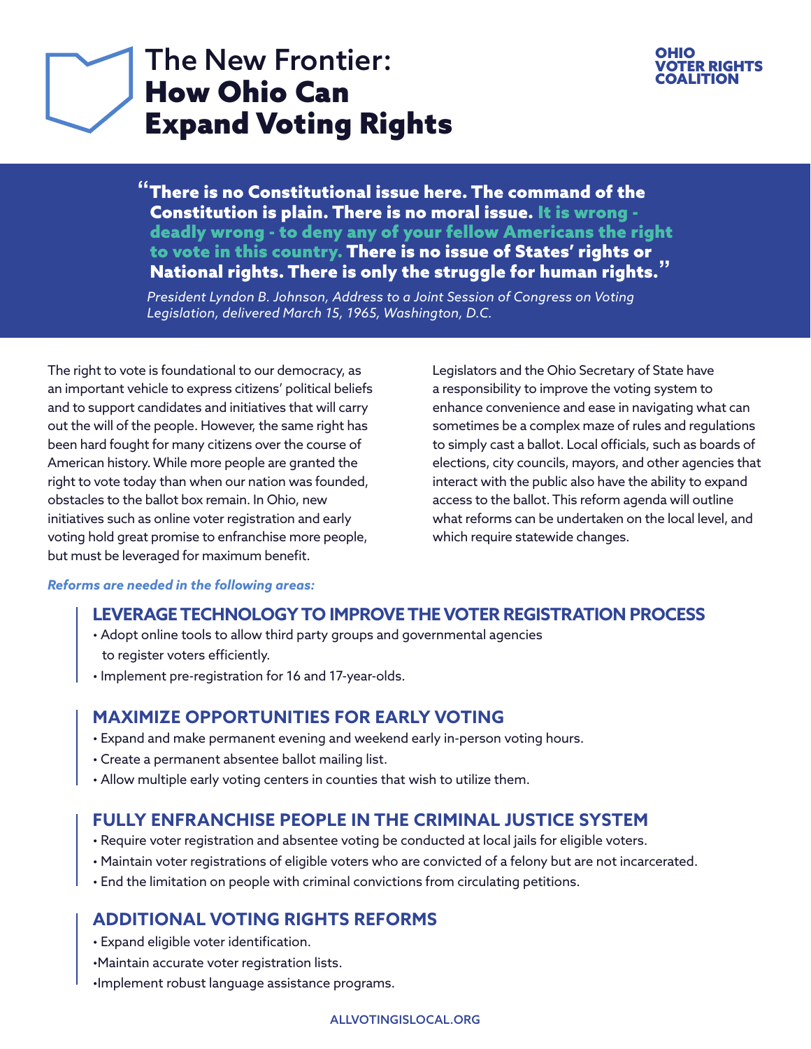# The New Frontier: **How Ohio Can Expand Voting Rights**

**OHIO VOTER RIGHTS COALITION**

> **"There is no Constitutional issue here. The command of the Constitution is plain. There is no moral issue. It is wrong - deadly wrong - to deny any of your fellow Americans the right to vote in this country. There is no issue of States' rights or National rights. There is only the struggle for human rights."**
>
> *President Lyndon B. Johnson, Address to a Joint Session of Congress on Voting Legislation, delivered March 15, 1965, Washington, D.C.*

The right to vote is foundational to our democracy, as an important vehicle to express citizens' political beliefs and to support candidates and initiatives that will carry out the will of the people. However, the same right has been hard fought for many citizens over the course of American history. While more people are granted the right to vote today than when our nation was founded, obstacles to the ballot box remain. In Ohio, new initiatives such as online voter registration and early voting hold great promise to enfranchise more people, but must be leveraged for maximum benefit.

Legislators and the Ohio Secretary of State have a responsibility to improve the voting system to enhance convenience and ease in navigating what can sometimes be a complex maze of rules and regulations to simply cast a ballot. Local officials, such as boards of elections, city councils, mayors, and other agencies that interact with the public also have the ability to expand access to the ballot. This reform agenda will outline what reforms can be undertaken on the local level, and which require statewide changes.

***Reforms are needed in the following areas:***

## LEVERAGE TECHNOLOGY TO IMPROVE THE VOTER REGISTRATION PROCESS

- Adopt online tools to allow third party groups and governmental agencies to register voters efficiently.
- Implement pre-registration for 16 and 17-year-olds.

## MAXIMIZE OPPORTUNITIES FOR EARLY VOTING

- Expand and make permanent evening and weekend early in-person voting hours.
- Create a permanent absentee ballot mailing list.
- Allow multiple early voting centers in counties that wish to utilize them.

## FULLY ENFRANCHISE PEOPLE IN THE CRIMINAL JUSTICE SYSTEM

- Require voter registration and absentee voting be conducted at local jails for eligible voters.
- Maintain voter registrations of eligible voters who are convicted of a felony but are not incarcerated.
- End the limitation on people with criminal convictions from circulating petitions.

## ADDITIONAL VOTING RIGHTS REFORMS

- Expand eligible voter identification.
- Maintain accurate voter registration lists.
- Implement robust language assistance programs.

ALLVOTINGISLOCAL.ORG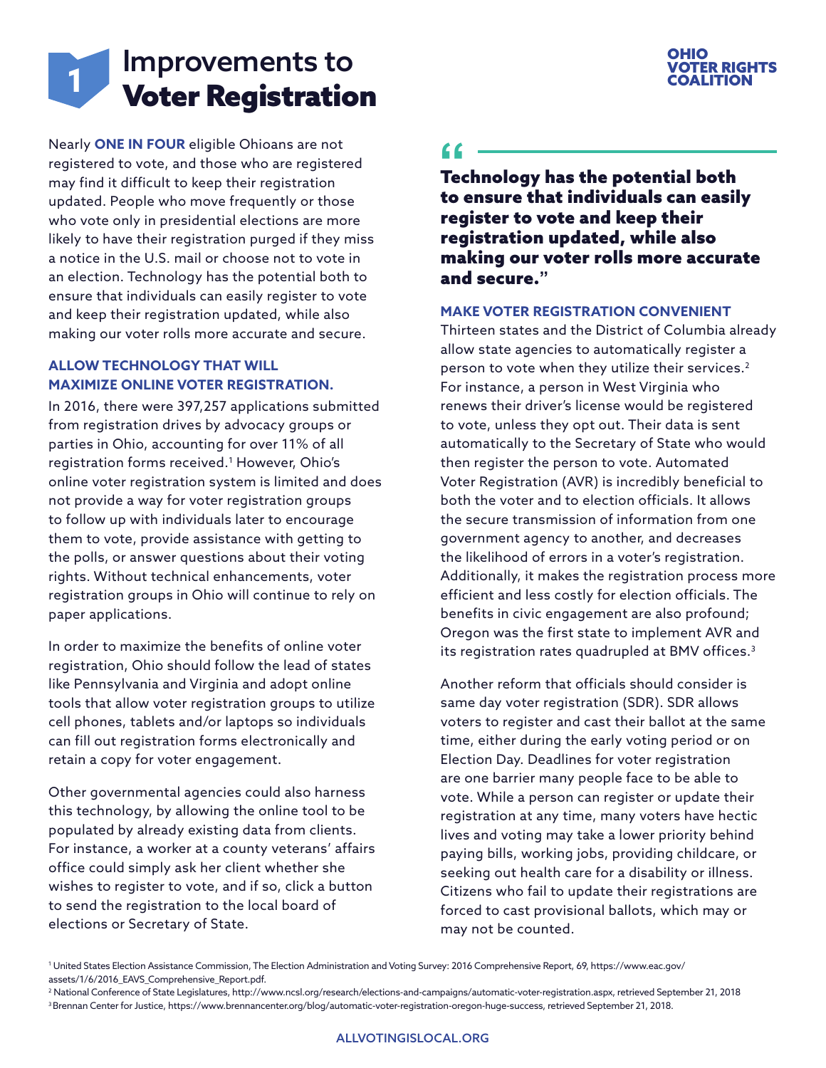# 1 Improvements to Voter Registration

OHIO VOTER RIGHTS COALITION

Nearly **ONE IN FOUR** eligible Ohioans are not registered to vote, and those who are registered may find it difficult to keep their registration updated. People who move frequently or those who vote only in presidential elections are more likely to have their registration purged if they miss a notice in the U.S. mail or choose not to vote in an election. Technology has the potential both to ensure that individuals can easily register to vote and keep their registration updated, while also making our voter rolls more accurate and secure.

### ALLOW TECHNOLOGY THAT WILL MAXIMIZE ONLINE VOTER REGISTRATION.

In 2016, there were 397,257 applications submitted from registration drives by advocacy groups or parties in Ohio, accounting for over 11% of all registration forms received.[1] However, Ohio's online voter registration system is limited and does not provide a way for voter registration groups to follow up with individuals later to encourage them to vote, provide assistance with getting to the polls, or answer questions about their voting rights. Without technical enhancements, voter registration groups in Ohio will continue to rely on paper applications.

In order to maximize the benefits of online voter registration, Ohio should follow the lead of states like Pennsylvania and Virginia and adopt online tools that allow voter registration groups to utilize cell phones, tablets and/or laptops so individuals can fill out registration forms electronically and retain a copy for voter engagement.

Other governmental agencies could also harness this technology, by allowing the online tool to be populated by already existing data from clients. For instance, a worker at a county veterans' affairs office could simply ask her client whether she wishes to register to vote, and if so, click a button to send the registration to the local board of elections or Secretary of State.

> **"Technology has the potential both to ensure that individuals can easily register to vote and keep their registration updated, while also making our voter rolls more accurate and secure."**

### MAKE VOTER REGISTRATION CONVENIENT

Thirteen states and the District of Columbia already allow state agencies to automatically register a person to vote when they utilize their services.[2] For instance, a person in West Virginia who renews their driver's license would be registered to vote, unless they opt out. Their data is sent automatically to the Secretary of State who would then register the person to vote. Automated Voter Registration (AVR) is incredibly beneficial to both the voter and to election officials. It allows the secure transmission of information from one government agency to another, and decreases the likelihood of errors in a voter's registration. Additionally, it makes the registration process more efficient and less costly for election officials. The benefits in civic engagement are also profound; Oregon was the first state to implement AVR and its registration rates quadrupled at BMV offices.[3]

Another reform that officials should consider is same day voter registration (SDR). SDR allows voters to register and cast their ballot at the same time, either during the early voting period or on Election Day. Deadlines for voter registration are one barrier many people face to be able to vote. While a person can register or update their registration at any time, many voters have hectic lives and voting may take a lower priority behind paying bills, working jobs, providing childcare, or seeking out health care for a disability or illness. Citizens who fail to update their registrations are forced to cast provisional ballots, which may or may not be counted.

[1] United States Election Assistance Commission, The Election Administration and Voting Survey: 2016 Comprehensive Report, 69, https://www.eac.gov/assets/1/6/2016_EAVS_Comprehensive_Report.pdf.

[2] National Conference of State Legislatures, http://www.ncsl.org/research/elections-and-campaigns/automatic-voter-registration.aspx, retrieved September 21, 2018

[3] Brennan Center for Justice, https://www.brennancenter.org/blog/automatic-voter-registration-oregon-huge-success, retrieved September 21, 2018.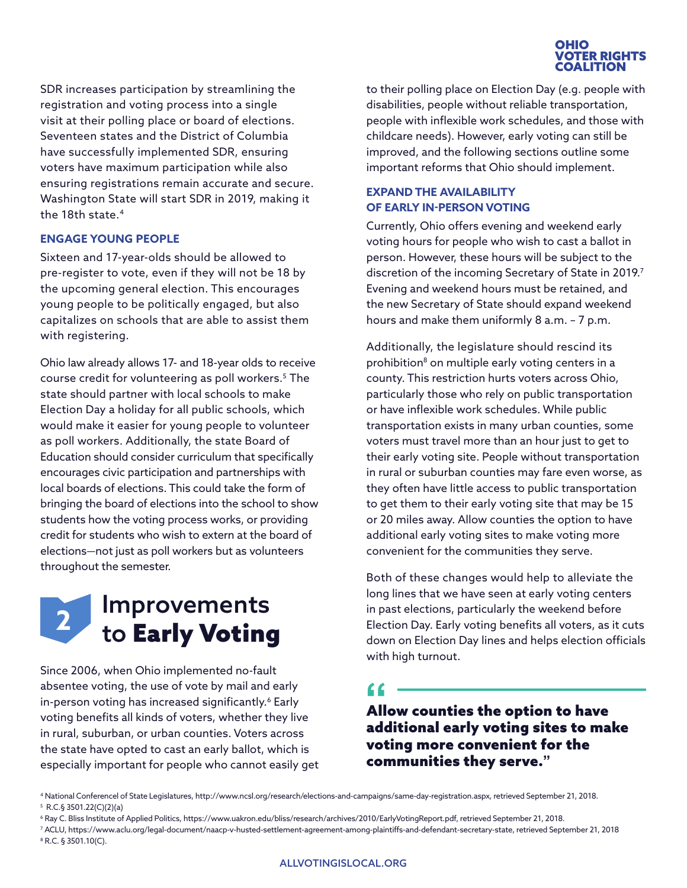SDR increases participation by streamlining the registration and voting process into a single visit at their polling place or board of elections. Seventeen states and the District of Columbia have successfully implemented SDR, ensuring voters have maximum participation while also ensuring registrations remain accurate and secure. Washington State will start SDR in 2019, making it the 18th state.[4]

### ENGAGE YOUNG PEOPLE

Sixteen and 17-year-olds should be allowed to pre-register to vote, even if they will not be 18 by the upcoming general election. This encourages young people to be politically engaged, but also capitalizes on schools that are able to assist them with registering.

Ohio law already allows 17- and 18-year olds to receive course credit for volunteering as poll workers.[5] The state should partner with local schools to make Election Day a holiday for all public schools, which would make it easier for young people to volunteer as poll workers. Additionally, the state Board of Education should consider curriculum that specifically encourages civic participation and partnerships with local boards of elections. This could take the form of bringing the board of elections into the school to show students how the voting process works, or providing credit for students who wish to extern at the board of elections—not just as poll workers but as volunteers throughout the semester.

## 2 Improvements to **Early Voting**

Since 2006, when Ohio implemented no-fault absentee voting, the use of vote by mail and early in-person voting has increased significantly.[6] Early voting benefits all kinds of voters, whether they live in rural, suburban, or urban counties. Voters across the state have opted to cast an early ballot, which is especially important for people who cannot easily get to their polling place on Election Day (e.g. people with disabilities, people without reliable transportation, people with inflexible work schedules, and those with childcare needs). However, early voting can still be improved, and the following sections outline some important reforms that Ohio should implement.

### EXPAND THE AVAILABILITY OF EARLY IN-PERSON VOTING

Currently, Ohio offers evening and weekend early voting hours for people who wish to cast a ballot in person. However, these hours will be subject to the discretion of the incoming Secretary of State in 2019.[7] Evening and weekend hours must be retained, and the new Secretary of State should expand weekend hours and make them uniformly 8 a.m. – 7 p.m.

Additionally, the legislature should rescind its prohibition[8] on multiple early voting centers in a county. This restriction hurts voters across Ohio, particularly those who rely on public transportation or have inflexible work schedules. While public transportation exists in many urban counties, some voters must travel more than an hour just to get to their early voting site. People without transportation in rural or suburban counties may fare even worse, as they often have little access to public transportation to get them to their early voting site that may be 15 or 20 miles away. Allow counties the option to have additional early voting sites to make voting more convenient for the communities they serve.

Both of these changes would help to alleviate the long lines that we have seen at early voting centers in past elections, particularly the weekend before Election Day. Early voting benefits all voters, as it cuts down on Election Day lines and helps election officials with high turnout.

> **“Allow counties the option to have additional early voting sites to make voting more convenient for the communities they serve.”**

[4] National Conferencel of State Legislatures, http://www.ncsl.org/research/elections-and-campaigns/same-day-registration.aspx, retrieved September 21, 2018.
[5] R.C.§ 3501.22(C)(2)(a)
[6] Ray C. Bliss Institute of Applied Politics, https://www.uakron.edu/bliss/research/archives/2010/EarlyVotingReport.pdf, retrieved September 21, 2018.
[7] ACLU, https://www.aclu.org/legal-document/naacp-v-husted-settlement-agreement-among-plaintiffs-and-defendant-secretary-state, retrieved September 21, 2018
[8] R.C. § 3501.10(C).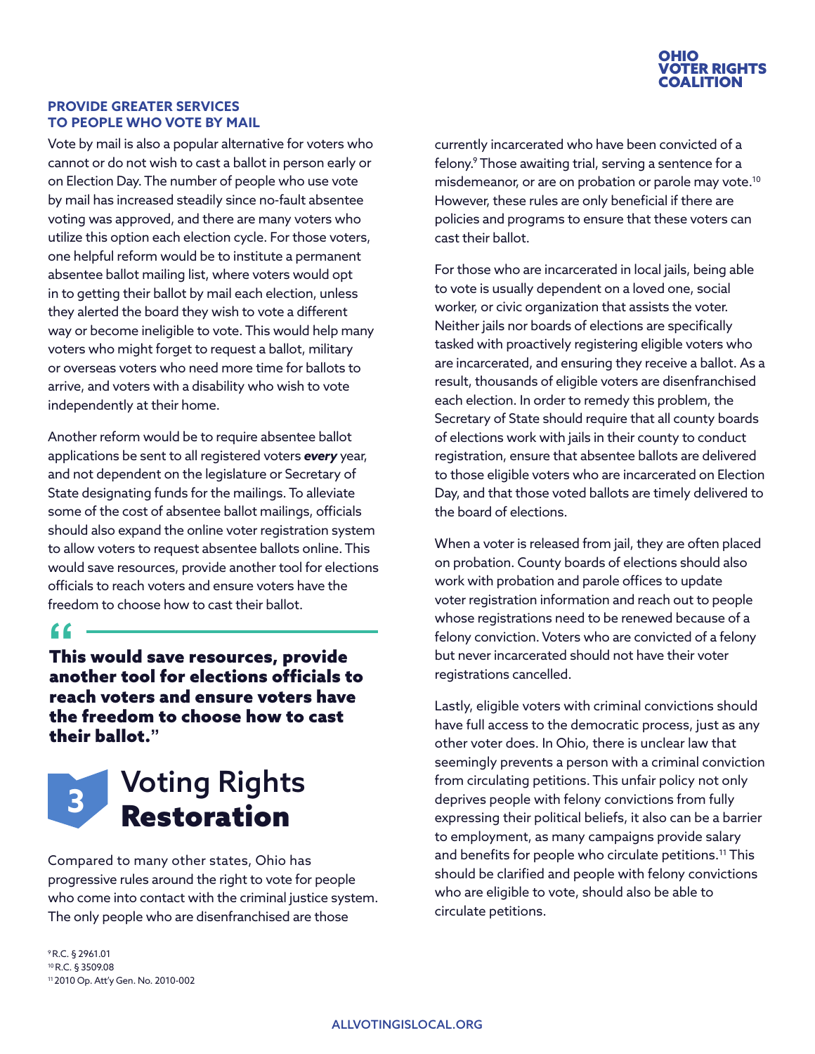## PROVIDE GREATER SERVICES TO PEOPLE WHO VOTE BY MAIL

Vote by mail is also a popular alternative for voters who cannot or do not wish to cast a ballot in person early or on Election Day. The number of people who use vote by mail has increased steadily since no-fault absentee voting was approved, and there are many voters who utilize this option each election cycle. For those voters, one helpful reform would be to institute a permanent absentee ballot mailing list, where voters would opt in to getting their ballot by mail each election, unless they alerted the board they wish to vote a different way or become ineligible to vote. This would help many voters who might forget to request a ballot, military or overseas voters who need more time for ballots to arrive, and voters with a disability who wish to vote independently at their home.

Another reform would be to require absentee ballot applications be sent to all registered voters ***every*** year, and not dependent on the legislature or Secretary of State designating funds for the mailings. To alleviate some of the cost of absentee ballot mailings, officials should also expand the online voter registration system to allow voters to request absentee ballots online. This would save resources, provide another tool for elections officials to reach voters and ensure voters have the freedom to choose how to cast their ballot.

> **"This would save resources, provide another tool for elections officials to reach voters and ensure voters have the freedom to choose how to cast their ballot."**

# 3 Voting Rights **Restoration**

Compared to many other states, Ohio has progressive rules around the right to vote for people who come into contact with the criminal justice system. The only people who are disenfranchised are those currently incarcerated who have been convicted of a felony.[9] Those awaiting trial, serving a sentence for a misdemeanor, or are on probation or parole may vote.[10] However, these rules are only beneficial if there are policies and programs to ensure that these voters can cast their ballot.

For those who are incarcerated in local jails, being able to vote is usually dependent on a loved one, social worker, or civic organization that assists the voter. Neither jails nor boards of elections are specifically tasked with proactively registering eligible voters who are incarcerated, and ensuring they receive a ballot. As a result, thousands of eligible voters are disenfranchised each election. In order to remedy this problem, the Secretary of State should require that all county boards of elections work with jails in their county to conduct registration, ensure that absentee ballots are delivered to those eligible voters who are incarcerated on Election Day, and that those voted ballots are timely delivered to the board of elections.

When a voter is released from jail, they are often placed on probation. County boards of elections should also work with probation and parole offices to update voter registration information and reach out to people whose registrations need to be renewed because of a felony conviction. Voters who are convicted of a felony but never incarcerated should not have their voter registrations cancelled.

Lastly, eligible voters with criminal convictions should have full access to the democratic process, just as any other voter does. In Ohio, there is unclear law that seemingly prevents a person with a criminal conviction from circulating petitions. This unfair policy not only deprives people with felony convictions from fully expressing their political beliefs, it also can be a barrier to employment, as many campaigns provide salary and benefits for people who circulate petitions.[11] This should be clarified and people with felony convictions who are eligible to vote, should also be able to circulate petitions.

[9] R.C. § 2961.01
[10] R.C. § 3509.08
[11] 2010 Op. Att'y Gen. No. 2010-002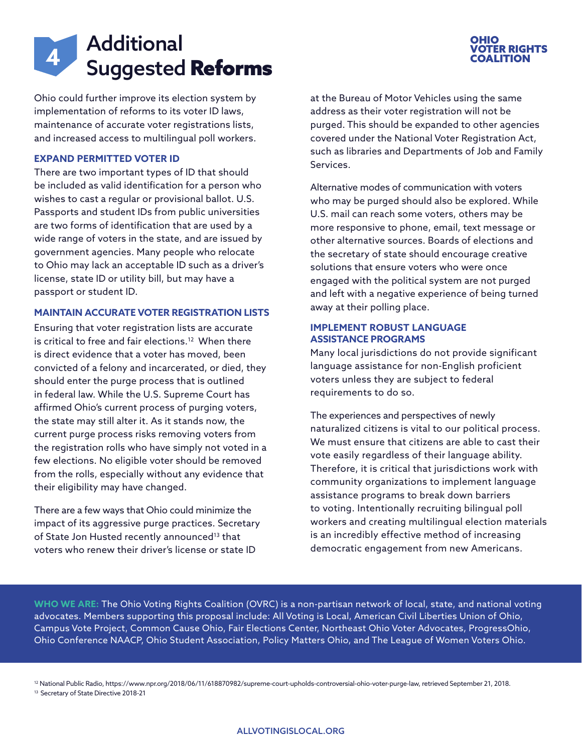# 4 Additional Suggested **Reforms**

OHIO VOTER RIGHTS COALITION

Ohio could further improve its election system by implementation of reforms to its voter ID laws, maintenance of accurate voter registrations lists, and increased access to multilingual poll workers.

### EXPAND PERMITTED VOTER ID

There are two important types of ID that should be included as valid identification for a person who wishes to cast a regular or provisional ballot. U.S. Passports and student IDs from public universities are two forms of identification that are used by a wide range of voters in the state, and are issued by government agencies. Many people who relocate to Ohio may lack an acceptable ID such as a driver's license, state ID or utility bill, but may have a passport or student ID.

### MAINTAIN ACCURATE VOTER REGISTRATION LISTS

Ensuring that voter registration lists are accurate is critical to free and fair elections.[12] When there is direct evidence that a voter has moved, been convicted of a felony and incarcerated, or died, they should enter the purge process that is outlined in federal law. While the U.S. Supreme Court has affirmed Ohio's current process of purging voters, the state may still alter it. As it stands now, the current purge process risks removing voters from the registration rolls who have simply not voted in a few elections. No eligible voter should be removed from the rolls, especially without any evidence that their eligibility may have changed.

There are a few ways that Ohio could minimize the impact of its aggressive purge practices. Secretary of State Jon Husted recently announced[13] that voters who renew their driver's license or state ID at the Bureau of Motor Vehicles using the same address as their voter registration will not be purged. This should be expanded to other agencies covered under the National Voter Registration Act, such as libraries and Departments of Job and Family Services.

Alternative modes of communication with voters who may be purged should also be explored. While U.S. mail can reach some voters, others may be more responsive to phone, email, text message or other alternative sources. Boards of elections and the secretary of state should encourage creative solutions that ensure voters who were once engaged with the political system are not purged and left with a negative experience of being turned away at their polling place.

### IMPLEMENT ROBUST LANGUAGE ASSISTANCE PROGRAMS

Many local jurisdictions do not provide significant language assistance for non-English proficient voters unless they are subject to federal requirements to do so.

The experiences and perspectives of newly naturalized citizens is vital to our political process. We must ensure that citizens are able to cast their vote easily regardless of their language ability. Therefore, it is critical that jurisdictions work with community organizations to implement language assistance programs to break down barriers to voting. Intentionally recruiting bilingual poll workers and creating multilingual election materials is an incredibly effective method of increasing democratic engagement from new Americans.

**WHO WE ARE:** The Ohio Voting Rights Coalition (OVRC) is a non-partisan network of local, state, and national voting advocates. Members supporting this proposal include: All Voting is Local, American Civil Liberties Union of Ohio, Campus Vote Project, Common Cause Ohio, Fair Elections Center, Northeast Ohio Voter Advocates, ProgressOhio, Ohio Conference NAACP, Ohio Student Association, Policy Matters Ohio, and The League of Women Voters Ohio.

[12] National Public Radio, https://www.npr.org/2018/06/11/618870982/supreme-court-upholds-controversial-ohio-voter-purge-law, retrieved September 21, 2018.
[13] Secretary of State Directive 2018-21

ALLVOTINGISLOCAL.ORG